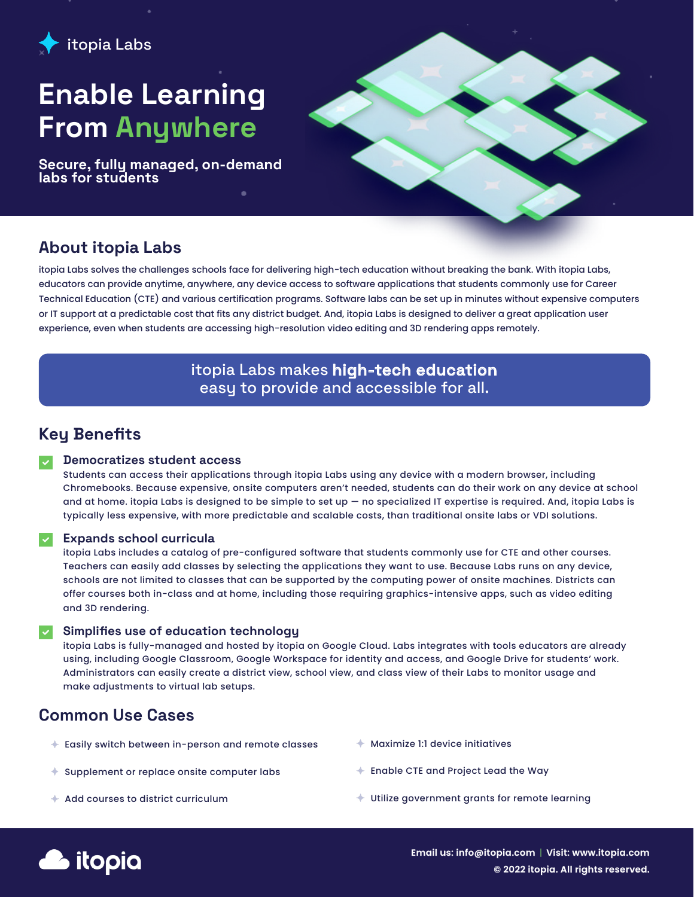itopia Labs

# Enable Learning From Anywhere

**Secure, fully managed, on-demand labs for students**

## About itopia Labs

itopia Labs solves the challenges schools face for delivering high-tech education without breaking the bank. With itopia Labs, educators can provide anytime, anywhere, any device access to software applications that students commonly use for Career Technical Education (CTE) and various certification programs. Software labs can be set up in minutes without expensive computers or IT support at a predictable cost that fits any district budget. And, itopia Labs is designed to deliver a great application user experience, even when students are accessing high-resolution video editing and 3D rendering apps remotely.

> itopia Labs makes **high-tech education** easy to provide and accessible for all.

## Key Benefits

### Democratizes student access

Students can access their applications through itopia Labs using any device with a modern browser, including Chromebooks. Because expensive, onsite computers aren't needed, students can do their work on any device at school and at home. itopia Labs is designed to be simple to set up — no specialized IT expertise is required. And, itopia Labs is typically less expensive, with more predictable and scalable costs, than traditional onsite labs or VDI solutions.

### Expands school curricula

itopia Labs includes a catalog of pre-configured software that students commonly use for CTE and other courses. Teachers can easily add classes by selecting the applications they want to use. Because Labs runs on any device, schools are not limited to classes that can be supported by the computing power of onsite machines. Districts can offer courses both in-class and at home, including those requiring graphics-intensive apps, such as video editing and 3D rendering.

### Simplifies use of education technology

itopia Labs is fully-managed and hosted by itopia on Google Cloud. Labs integrates with tools educators are already using, including Google Classroom, Google Workspace for identity and access, and Google Drive for students' work. Administrators can easily create a district view, school view, and class view of their Labs to monitor usage and make adjustments to virtual lab setups.

## Common Use Cases

- Easily switch between in-person and remote classes
- Supplement or replace onsite computer labs
- Add courses to district curriculum
- Maximize 1:1 device initiatives
- Enable CTE and Project Lead the Way
- Utilize government grants for remote learning

itopia

**Email us: info@itopia.com | Visit: www.itopia.com**

**© 2022 itopia. All rights reserved.**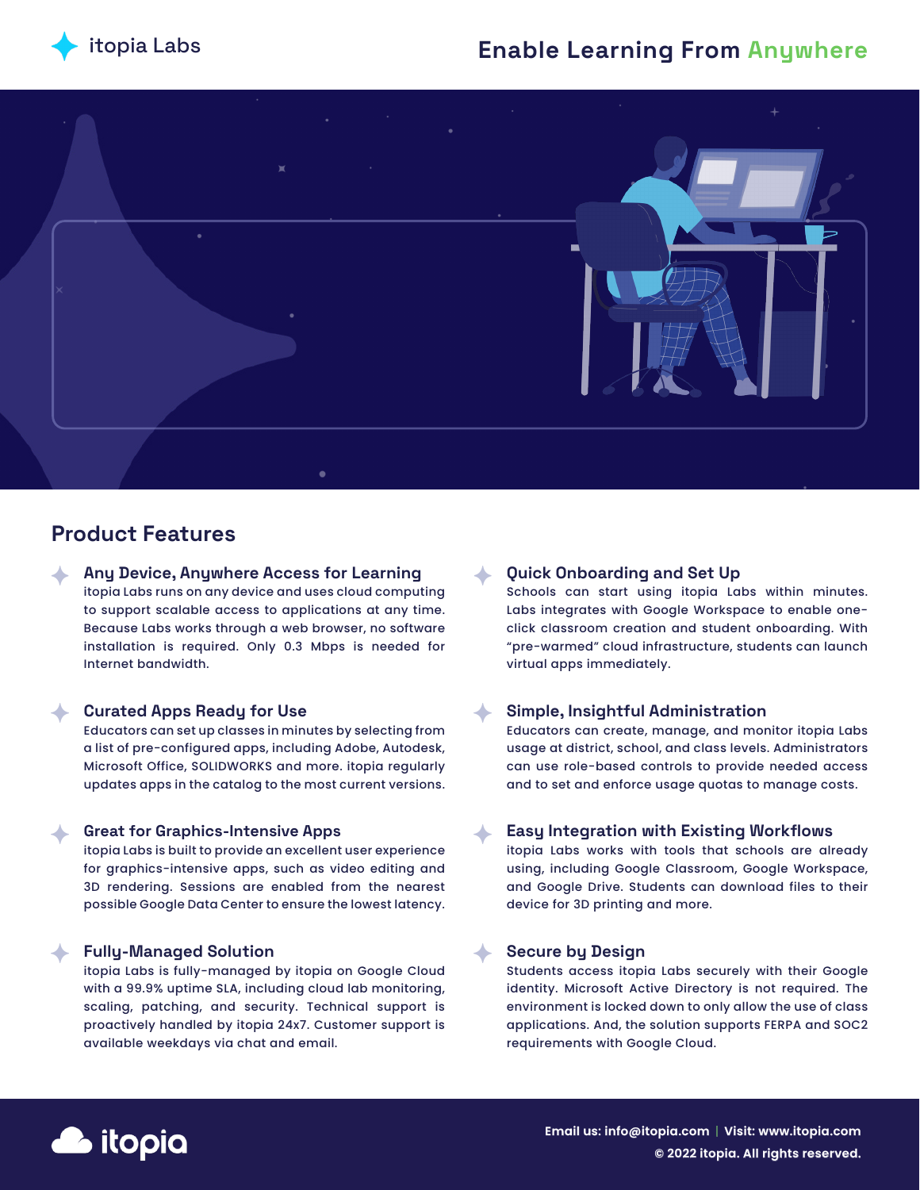itopia Labs

# Enable Learning From Anywhere

## Product Features

### Any Device, Anywhere Access for Learning

itopia Labs runs on any device and uses cloud computing to support scalable access to applications at any time. Because Labs works through a web browser, no software installation is required. Only 0.3 Mbps is needed for Internet bandwidth.

### Curated Apps Ready for Use

Educators can set up classes in minutes by selecting from a list of pre-configured apps, including Adobe, Autodesk, Microsoft Office, SOLIDWORKS and more. itopia regularly updates apps in the catalog to the most current versions.

### Great for Graphics-Intensive Apps

itopia Labs is built to provide an excellent user experience for graphics-intensive apps, such as video editing and 3D rendering. Sessions are enabled from the nearest possible Google Data Center to ensure the lowest latency.

### Fully-Managed Solution

itopia Labs is fully-managed by itopia on Google Cloud with a 99.9% uptime SLA, including cloud lab monitoring, scaling, patching, and security. Technical support is proactively handled by itopia 24x7. Customer support is available weekdays via chat and email.

### Quick Onboarding and Set Up

Schools can start using itopia Labs within minutes. Labs integrates with Google Workspace to enable one-click classroom creation and student onboarding. With "pre-warmed" cloud infrastructure, students can launch virtual apps immediately.

### Simple, Insightful Administration

Educators can create, manage, and monitor itopia Labs usage at district, school, and class levels. Administrators can use role-based controls to provide needed access and to set and enforce usage quotas to manage costs.

### Easy Integration with Existing Workflows

itopia Labs works with tools that schools are already using, including Google Classroom, Google Workspace, and Google Drive. Students can download files to their device for 3D printing and more.

### Secure by Design

Students access itopia Labs securely with their Google identity. Microsoft Active Directory is not required. The environment is locked down to only allow the use of class applications. And, the solution supports FERPA and SOC2 requirements with Google Cloud.

itopia

**Email us: info@itopia.com | Visit: www.itopia.com**

**© 2022 itopia. All rights reserved.**